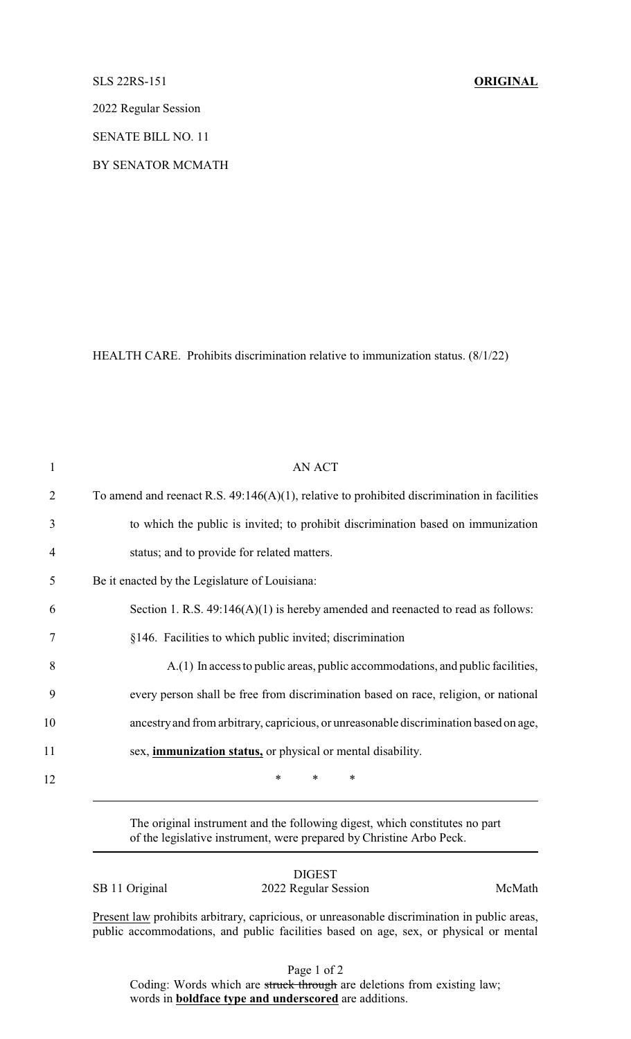SLS 22RS-151 **ORIGINAL**

2022 Regular Session

SENATE BILL NO. 11

BY SENATOR MCMATH

HEALTH CARE. Prohibits discrimination relative to immunization status. (8/1/22)

1 AN ACT

2 To amend and reenact R.S. 49:146(A)(1), relative to prohibited discrimination in facilities

3 to which the public is invited; to prohibit discrimination based on immunization

4 status; and to provide for related matters.

5 Be it enacted by the Legislature of Louisiana:

6 Section 1. R.S. 49:146(A)(1) is hereby amended and reenacted to read as follows:

7 §146. Facilities to which public invited; discrimination

8 A.(1) In access to public areas, public accommodations, and public facilities,

9 every person shall be free from discrimination based on race, religion, or national

10 ancestry and from arbitrary, capricious, or unreasonable discrimination based on age,

11 sex, **<u>immunization status,</u>** or physical or mental disability.

12 * * *

The original instrument and the following digest, which constitutes no part of the legislative instrument, were prepared by Christine Arbo Peck.

DIGEST

SB 11 Original 2022 Regular Session McMath

<u>Present law</u> prohibits arbitrary, capricious, or unreasonable discrimination in public areas, public accommodations, and public facilities based on age, sex, or physical or mental

Coding: Words which are ~~struck through~~ are deletions from existing law; words in **<u>boldface type and underscored</u>** are additions.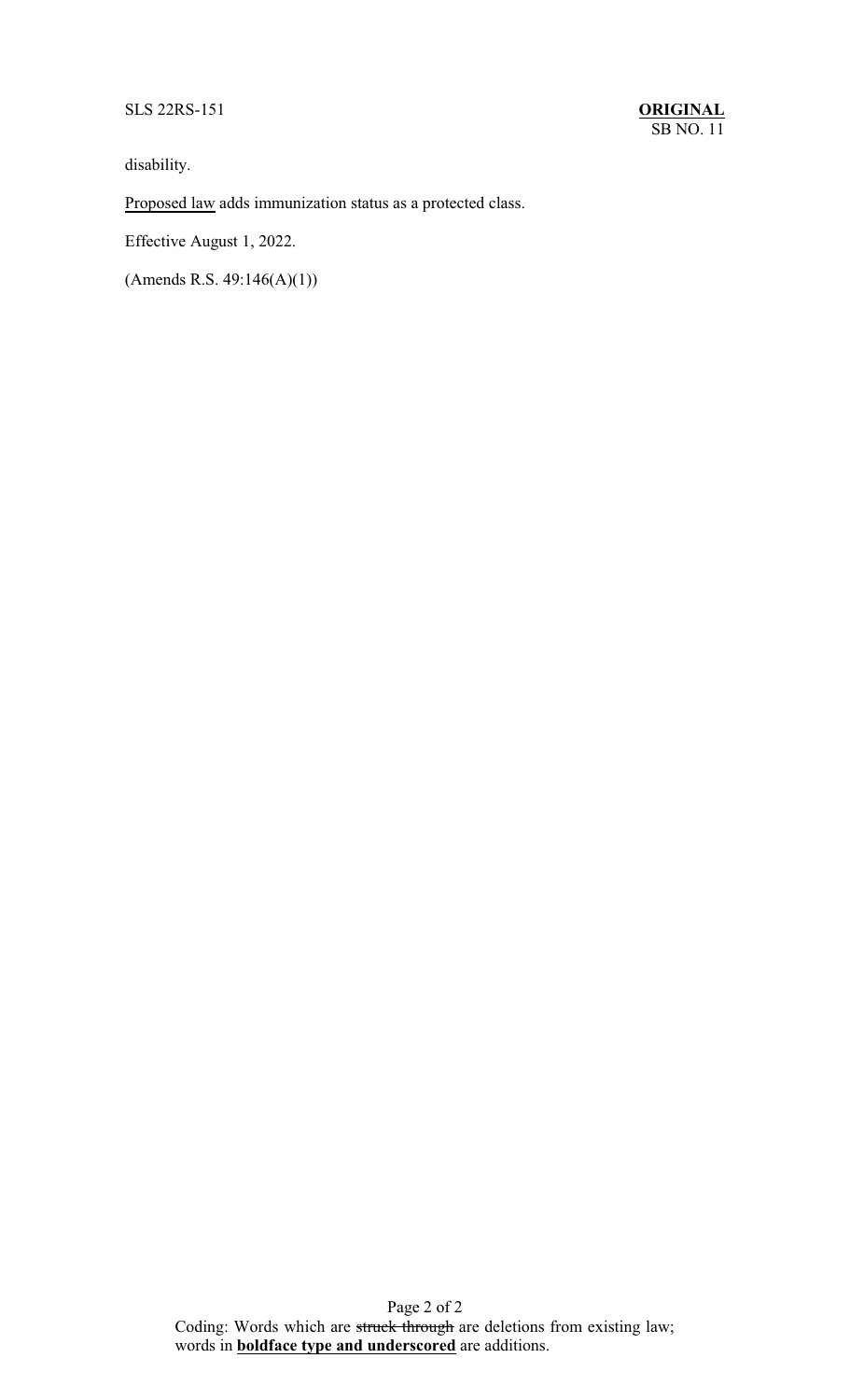disability.

Proposed law adds immunization status as a protected class.

Effective August 1, 2022.

(Amends R.S. 49:146(A)(1))

Coding: Words which are ~~struck through~~ are deletions from existing law; words in **boldface type and underscored** are additions.